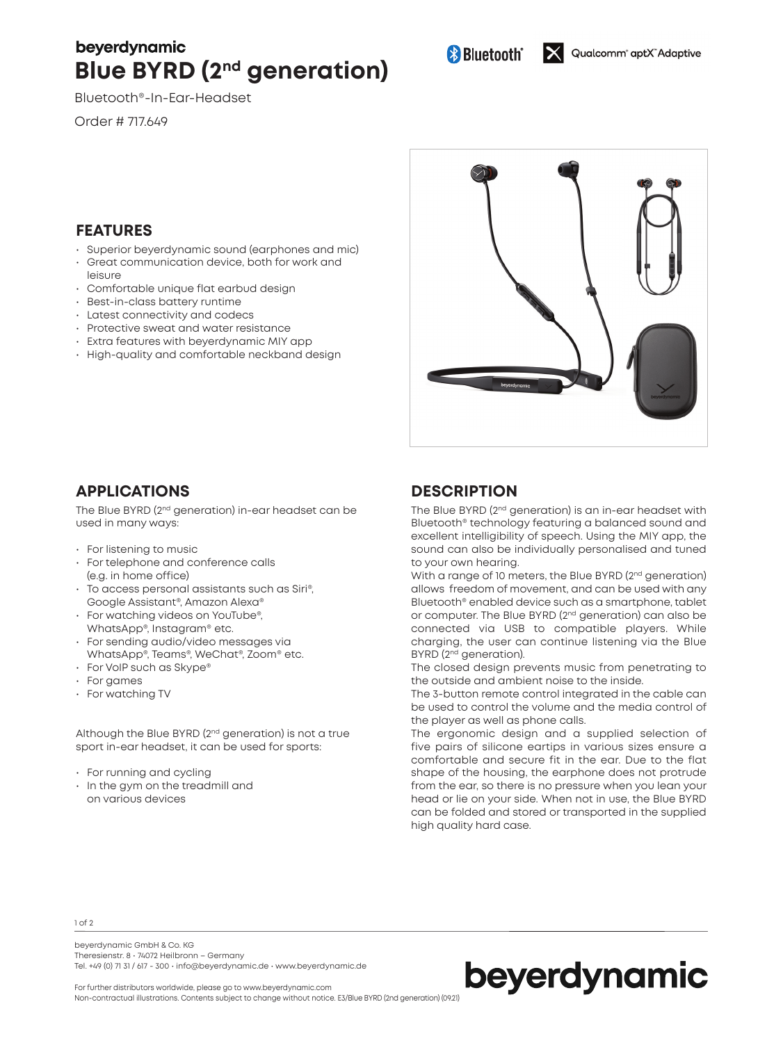beyerdynamic

# Blue BYRD (2nd generation)

Bluetooth®-In-Ear-Headset

Order # 717.649

Bluetooth® | Qualcomm® aptX™ Adaptive

## FEATURES

- Superior beyerdynamic sound (earphones and mic)
- Great communication device, both for work and leisure
- Comfortable unique flat earbud design
- Best-in-class battery runtime
- Latest connectivity and codecs
- Protective sweat and water resistance
- Extra features with beyerdynamic MIY app
- High-quality and comfortable neckband design

## APPLICATIONS

The Blue BYRD (2nd generation) in-ear headset can be used in many ways:

- For listening to music
- For telephone and conference calls (e.g. in home office)
- To access personal assistants such as Siri®, Google Assistant®, Amazon Alexa®
- For watching videos on YouTube®, WhatsApp®, Instagram® etc.
- For sending audio/video messages via WhatsApp®, Teams®, WeChat®, Zoom® etc.
- For VoIP such as Skype®
- For games
- For watching TV

Although the Blue BYRD (2nd generation) is not a true sport in-ear headset, it can be used for sports:

- For running and cycling
- In the gym on the treadmill and on various devices

## DESCRIPTION

The Blue BYRD (2nd generation) is an in-ear headset with Bluetooth® technology featuring a balanced sound and excellent intelligibility of speech. Using the MIY app, the sound can also be individually personalised and tuned to your own hearing.

With a range of 10 meters, the Blue BYRD (2nd generation) allows freedom of movement, and can be used with any Bluetooth® enabled device such as a smartphone, tablet or computer. The Blue BYRD (2nd generation) can also be connected via USB to compatible players. While charging, the user can continue listening via the Blue BYRD (2nd generation).

The closed design prevents music from penetrating to the outside and ambient noise to the inside.

The 3-button remote control integrated in the cable can be used to control the volume and the media control of the player as well as phone calls.

The ergonomic design and a supplied selection of five pairs of silicone eartips in various sizes ensure a comfortable and secure fit in the ear. Due to the flat shape of the housing, the earphone does not protrude from the ear, so there is no pressure when you lean your head or lie on your side. When not in use, the Blue BYRD can be folded and stored or transported in the supplied high quality hard case.

beyerdynamic GmbH & Co. KG
Theresienstr. 8 · 74072 Heilbronn – Germany
Tel. +49 (0) 71 31 / 617 - 300 · info@beyerdynamic.de · www.beyerdynamic.de

For further distributors worldwide, please go to www.beyerdynamic.com
Non-contractual illustrations. Contents subject to change without notice. E3/Blue BYRD (2nd generation) (09.21)

beyerdynamic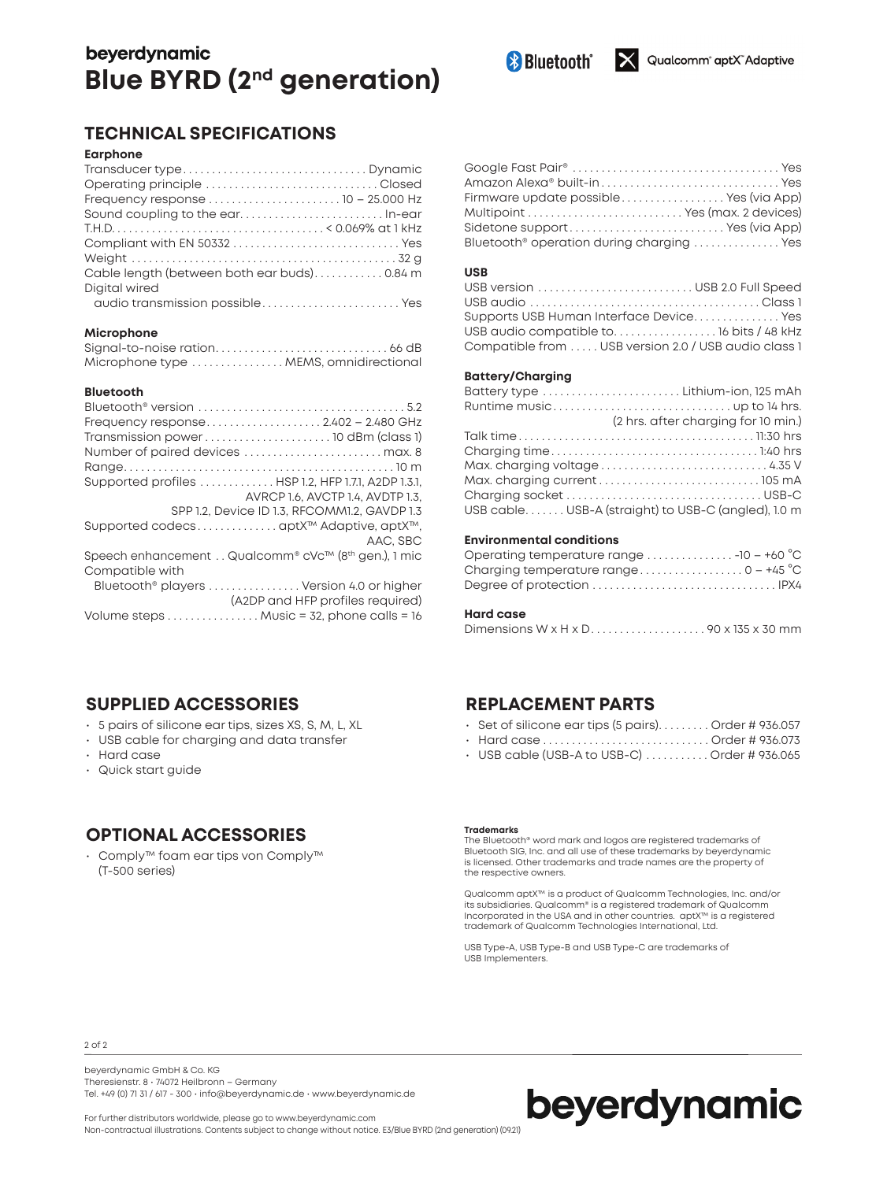beyerdynamic

# Blue BYRD (2nd generation)

Bluetooth® | Qualcomm® aptX™ Adaptive

## TECHNICAL SPECIFICATIONS

### Earphone

| | |
|---|---|
| Transducer type | Dynamic |
| Operating principle | Closed |
| Frequency response | 10 – 25.000 Hz |
| Sound coupling to the ear | In-ear |
| T.H.D. | < 0.069% at 1 kHz |
| Compliant with EN 50332 | Yes |
| Weight | 32 g |
| Cable length (between both ear buds) | 0.84 m |
| Digital wired audio transmission possible | Yes |

### Microphone

| | |
|---|---|
| Signal-to-noise ration | 66 dB |
| Microphone type | MEMS, omnidirectional |

### Bluetooth

| | |
|---|---|
| Bluetooth® version | 5.2 |
| Frequency response | 2.402 – 2.480 GHz |
| Transmission power | 10 dBm (class 1) |
| Number of paired devices | max. 8 |
| Range | 10 m |
| Supported profiles | HSP 1.2, HFP 1.7.1, A2DP 1.3.1, AVRCP 1.6, AVCTP 1.4, AVDTP 1.3, SPP 1.2, Device ID 1.3, RFCOMM1.2, GAVDP 1.3 |
| Supported codecs | aptX™ Adaptive, aptX™, AAC, SBC |
| Speech enhancement | Qualcomm® cVc™ (8th gen.), 1 mic |
| Compatible with Bluetooth® players | Version 4.0 or higher (A2DP and HFP profiles required) |
| Volume steps | Music = 32, phone calls = 16 |
| Google Fast Pair® | Yes |
| Amazon Alexa® built-in | Yes |
| Firmware update possible | Yes (via App) |
| Multipoint | Yes (max. 2 devices) |
| Sidetone support | Yes (via App) |
| Bluetooth® operation during charging | Yes |

### USB

| | |
|---|---|
| USB version | USB 2.0 Full Speed |
| USB audio | Class 1 |
| Supports USB Human Interface Device | Yes |
| USB audio compatible to | 16 bits / 48 kHz |
| Compatible from | USB version 2.0 / USB audio class 1 |

### Battery/Charging

| | |
|---|---|
| Battery type | Lithium-ion, 125 mAh |
| Runtime music | up to 14 hrs. (2 hrs. after charging for 10 min.) |
| Talk time | 11:30 hrs |
| Charging time | 1:40 hrs |
| Max. charging voltage | 4.35 V |
| Max. charging current | 105 mA |
| Charging socket | USB-C |
| USB cable | USB-A (straight) to USB-C (angled), 1.0 m |

### Environmental conditions

| | |
|---|---|
| Operating temperature range | -10 – +60 °C |
| Charging temperature range | 0 – +45 °C |
| Degree of protection | IPX4 |

### Hard case

| | |
|---|---|
| Dimensions W x H x D | 90 x 135 x 30 mm |

## SUPPLIED ACCESSORIES

- 5 pairs of silicone ear tips, sizes XS, S, M, L, XL
- USB cable for charging and data transfer
- Hard case
- Quick start guide

## REPLACEMENT PARTS

- Set of silicone ear tips (5 pairs) ......... Order # 936.057
- Hard case ......... Order # 936.073
- USB cable (USB-A to USB-C) ......... Order # 936.065

## OPTIONAL ACCESSORIES

- Comply™ foam ear tips von Comply™ (T-500 series)

**Trademarks**

The Bluetooth® word mark and logos are registered trademarks of Bluetooth SIG, Inc. and all use of these trademarks by beyerdynamic is licensed. Other trademarks and trade names are the property of the respective owners.

Qualcomm aptX™ is a product of Qualcomm Technologies, Inc. and/or its subsidiaries. Qualcomm® is a registered trademark of Qualcomm Incorporated in the USA and in other countries. aptX™ is a registered trademark of Qualcomm Technologies International, Ltd.

USB Type-A, USB Type-B and USB Type-C are trademarks of USB Implementers.

beyerdynamic GmbH & Co. KG
Theresienstr. 8 · 74072 Heilbronn – Germany
Tel. +49 (0) 71 31 / 617 - 300 · info@beyerdynamic.de · www.beyerdynamic.de

For further distributors worldwide, please go to www.beyerdynamic.com
Non-contractual illustrations. Contents subject to change without notice. E3/Blue BYRD (2nd generation) (09.21)

beyerdynamic